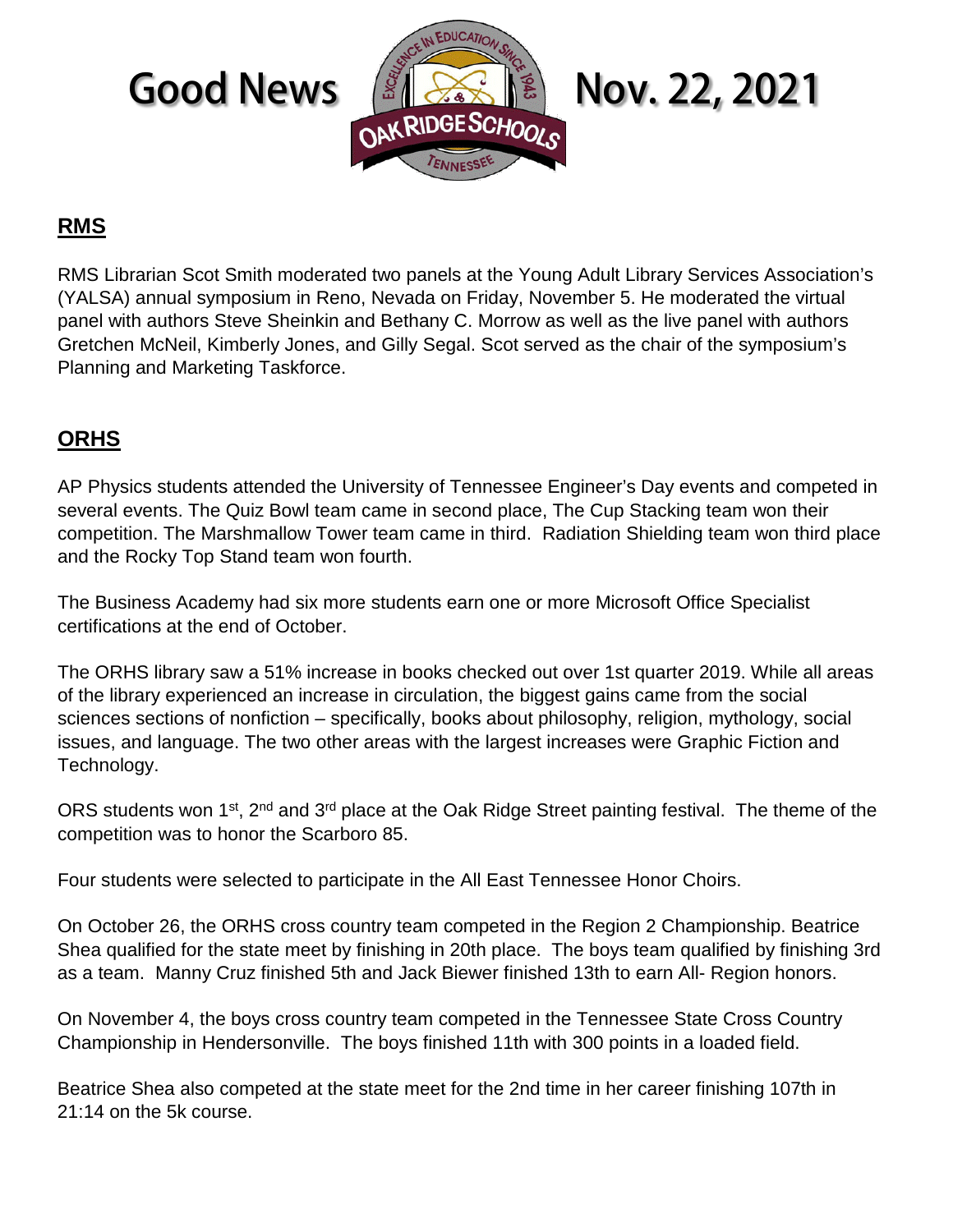# Good News Nov. 22, 2021

## RMS

RMS Librarian Scot Smith moderated two panels at the Young Adult Library Services Association's (YALSA) annual symposium in Reno, Nevada on Friday, November 5. He moderated the virtual panel with authors Steve Sheinkin and Bethany C. Morrow as well as the live panel with authors Gretchen McNeil, Kimberly Jones, and Gilly Segal. Scot served as the chair of the symposium's Planning and Marketing Taskforce.

## ORHS

AP Physics students attended the University of Tennessee Engineer's Day events and competed in several events. The Quiz Bowl team came in second place, The Cup Stacking team won their competition. The Marshmallow Tower team came in third. Radiation Shielding team won third place and the Rocky Top Stand team won fourth.

The Business Academy had six more students earn one or more Microsoft Office Specialist certifications at the end of October.

The ORHS library saw a 51% increase in books checked out over 1st quarter 2019. While all areas of the library experienced an increase in circulation, the biggest gains came from the social sciences sections of nonfiction – specifically, books about philosophy, religion, mythology, social issues, and language. The two other areas with the largest increases were Graphic Fiction and Technology.

ORS students won 1st, 2nd and 3rd place at the Oak Ridge Street painting festival. The theme of the competition was to honor the Scarboro 85.

Four students were selected to participate in the All East Tennessee Honor Choirs.

On October 26, the ORHS cross country team competed in the Region 2 Championship. Beatrice Shea qualified for the state meet by finishing in 20th place. The boys team qualified by finishing 3rd as a team. Manny Cruz finished 5th and Jack Biewer finished 13th to earn All- Region honors.

On November 4, the boys cross country team competed in the Tennessee State Cross Country Championship in Hendersonville. The boys finished 11th with 300 points in a loaded field.

Beatrice Shea also competed at the state meet for the 2nd time in her career finishing 107th in 21:14 on the 5k course.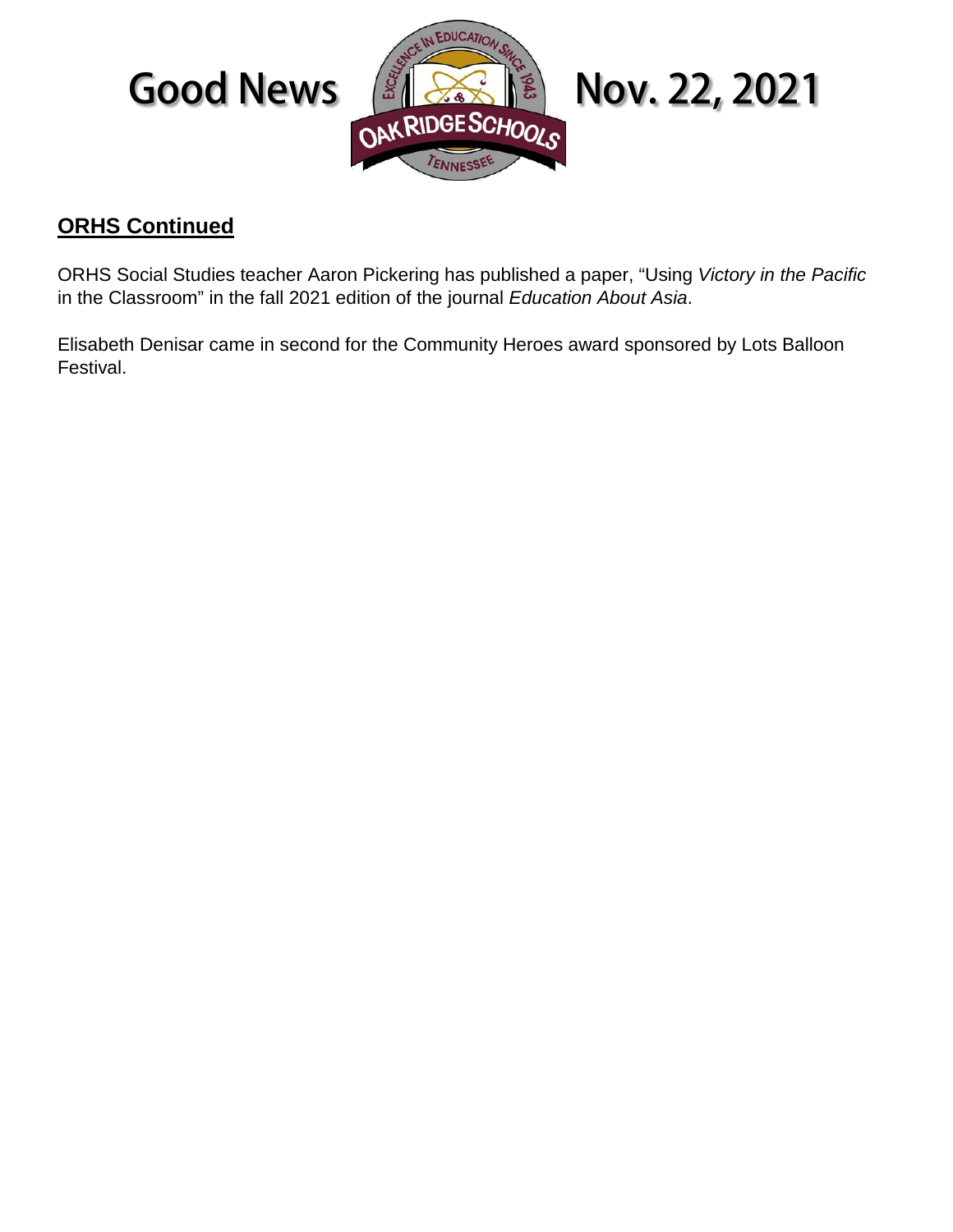## ORHS Continued

ORHS Social Studies teacher Aaron Pickering has published a paper, "Using *Victory in the Pacific* in the Classroom" in the fall 2021 edition of the journal *Education About Asia*.

Elisabeth Denisar came in second for the Community Heroes award sponsored by Lots Balloon Festival.